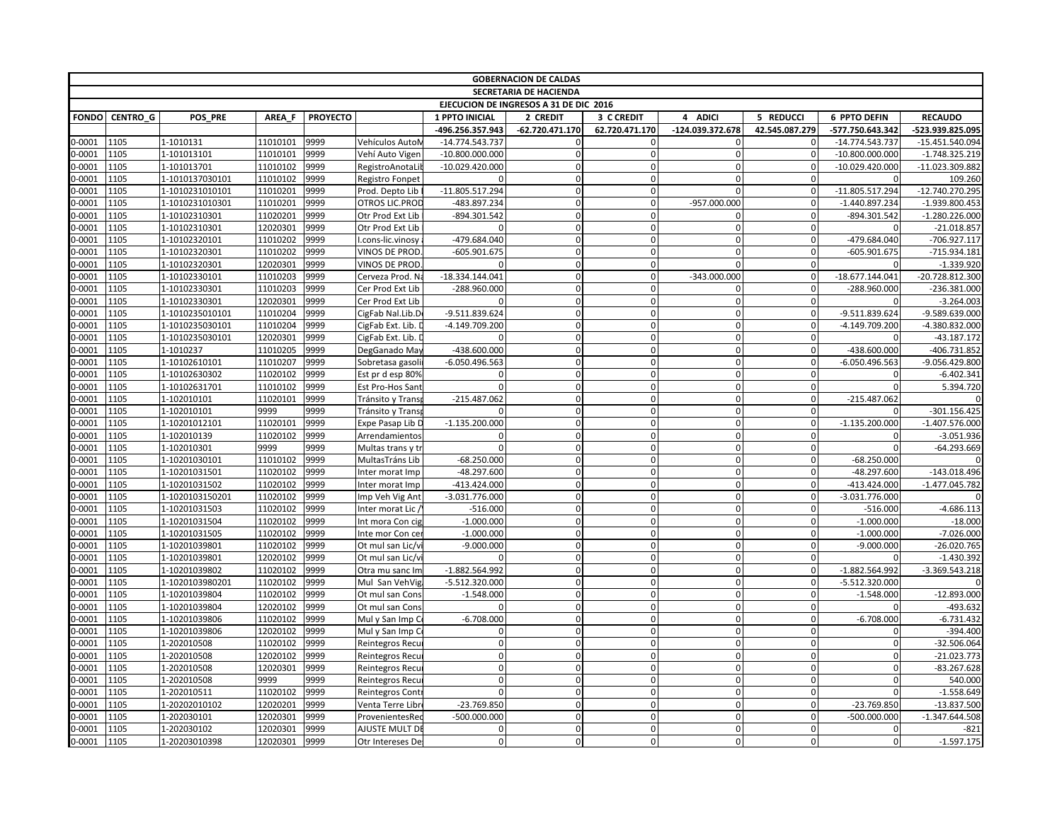# GOBERNACION DE CALDAS

## SECRETARIA DE HACIENDA

### EJECUCION DE INGRESOS A 31 DE DIC 2016

| FONDO | CENTRO_G | POS_PRE | AREA_F | PROYECTO | | 1 PPTO INICIAL | 2 CREDIT | 3 C CREDIT | 4 ADICI | 5 REDUCCI | 6 PPTO DEFIN | RECAUDO |
|---|---|---|---|---|---|---|---|---|---|---|---|---|
| | | | | | | -496.256.357.943 | -62.720.471.170 | 62.720.471.170 | -124.039.372.678 | 42.545.087.279 | -577.750.643.342 | -523.939.825.095 |
| 0-0001 | 1105 | 1-1010131 | 11010101 | 9999 | Vehículos AutoM | -14.774.543.737 | 0 | 0 | 0 | 0 | -14.774.543.737 | -15.451.540.094 |
| 0-0001 | 1105 | 1-101013101 | 11010101 | 9999 | Vehí Auto Vigen | -10.800.000.000 | 0 | 0 | 0 | 0 | -10.800.000.000 | -1.748.325.219 |
| 0-0001 | 1105 | 1-101013701 | 11010102 | 9999 | RegistroAnotaLib | -10.029.420.000 | 0 | 0 | 0 | 0 | -10.029.420.000 | -11.023.309.882 |
| 0-0001 | 1105 | 1-1010137030101 | 11010102 | 9999 | Registro Fonpet | 0 | 0 | 0 | 0 | 0 | 0 | 109.260 |
| 0-0001 | 1105 | 1-1010231010101 | 11010201 | 9999 | Prod. Depto Lib | -11.805.517.294 | 0 | 0 | 0 | 0 | -11.805.517.294 | -12.740.270.295 |
| 0-0001 | 1105 | 1-1010231010301 | 11010201 | 9999 | OTROS LIC.PROD | -483.897.234 | 0 | 0 | -957.000.000 | 0 | -1.440.897.234 | -1.939.800.453 |
| 0-0001 | 1105 | 1-10102310301 | 11020201 | 9999 | Otr Prod Ext Lib | -894.301.542 | 0 | 0 | 0 | 0 | -894.301.542 | -1.280.226.000 |
| 0-0001 | 1105 | 1-10102310301 | 12020301 | 9999 | Otr Prod Ext Lib | 0 | 0 | 0 | 0 | 0 | 0 | -21.018.857 |
| 0-0001 | 1105 | 1-10102320101 | 11010202 | 9999 | I.cons-lic.vinosy | -479.684.040 | 0 | 0 | 0 | 0 | -479.684.040 | -706.927.117 |
| 0-0001 | 1105 | 1-10102320301 | 11010202 | 9999 | VINOS DE PROD. | -605.901.675 | 0 | 0 | 0 | 0 | -605.901.675 | -715.934.181 |
| 0-0001 | 1105 | 1-10102320301 | 12020301 | 9999 | VINOS DE PROD. | 0 | 0 | 0 | 0 | 0 | 0 | -1.339.920 |
| 0-0001 | 1105 | 1-10102330101 | 11010203 | 9999 | Cerveza Prod. Na | -18.334.144.041 | 0 | 0 | -343.000.000 | 0 | -18.677.144.041 | -20.728.812.300 |
| 0-0001 | 1105 | 1-10102330301 | 11010203 | 9999 | Cer Prod Ext Lib | -288.960.000 | 0 | 0 | 0 | 0 | -288.960.000 | -236.381.000 |
| 0-0001 | 1105 | 1-10102330301 | 12020301 | 9999 | Cer Prod Ext Lib | 0 | 0 | 0 | 0 | 0 | 0 | -3.264.003 |
| 0-0001 | 1105 | 1-1010235010101 | 11010204 | 9999 | CigFab Nal.Lib.D | -9.511.839.624 | 0 | 0 | 0 | 0 | -9.511.839.624 | -9.589.639.000 |
| 0-0001 | 1105 | 1-1010235030101 | 11010204 | 9999 | CigFab Ext. Lib. D | -4.149.709.200 | 0 | 0 | 0 | 0 | -4.149.709.200 | -4.380.832.000 |
| 0-0001 | 1105 | 1-1010235030101 | 12020301 | 9999 | CigFab Ext. Lib. D | 0 | 0 | 0 | 0 | 0 | 0 | -43.187.172 |
| 0-0001 | 1105 | 1-1010237 | 11010205 | 9999 | DegGanado May | -438.600.000 | 0 | 0 | 0 | 0 | -438.600.000 | -406.731.852 |
| 0-0001 | 1105 | 1-10102610101 | 11010207 | 9999 | Sobretasa gasoli | -6.050.496.563 | 0 | 0 | 0 | 0 | -6.050.496.563 | -9.056.429.800 |
| 0-0001 | 1105 | 1-10102630302 | 11020102 | 9999 | Est pr d esp 80% | 0 | 0 | 0 | 0 | 0 | 0 | -6.402.341 |
| 0-0001 | 1105 | 1-10102631701 | 11010102 | 9999 | Est Pro-Hos Sant | 0 | 0 | 0 | 0 | 0 | 0 | 5.394.720 |
| 0-0001 | 1105 | 1-102010101 | 11020101 | 9999 | Tránsito y Transp | -215.487.062 | 0 | 0 | 0 | 0 | -215.487.062 | 0 |
| 0-0001 | 1105 | 1-102010101 | 9999 | 9999 | Tránsito y Transp | 0 | 0 | 0 | 0 | 0 | 0 | -301.156.425 |
| 0-0001 | 1105 | 1-10201012101 | 11020101 | 9999 | Expe Pasap Lib D | -1.135.200.000 | 0 | 0 | 0 | 0 | -1.135.200.000 | -1.407.576.000 |
| 0-0001 | 1105 | 1-102010139 | 11020102 | 9999 | Arrendamientos | 0 | 0 | 0 | 0 | 0 | 0 | -3.051.936 |
| 0-0001 | 1105 | 1-102010301 | 9999 | 9999 | Multas trans y tr | 0 | 0 | 0 | 0 | 0 | 0 | -64.293.669 |
| 0-0001 | 1105 | 1-10201030101 | 11010102 | 9999 | MultasTráns Lib | -68.250.000 | 0 | 0 | 0 | 0 | -68.250.000 | 0 |
| 0-0001 | 1105 | 1-10201031501 | 11020102 | 9999 | Inter morat Imp | -48.297.600 | 0 | 0 | 0 | 0 | -48.297.600 | -143.018.496 |
| 0-0001 | 1105 | 1-10201031502 | 11020102 | 9999 | Inter morat Imp | -413.424.000 | 0 | 0 | 0 | 0 | -413.424.000 | -1.477.045.782 |
| 0-0001 | 1105 | 1-1020103150201 | 11020102 | 9999 | Imp Veh Vig Ant | -3.031.776.000 | 0 | 0 | 0 | 0 | -3.031.776.000 | 0 |
| 0-0001 | 1105 | 1-10201031503 | 11020102 | 9999 | Inter mora Lic /V | -516.000 | 0 | 0 | 0 | 0 | -516.000 | -4.686.113 |
| 0-0001 | 1105 | 1-10201031504 | 11020102 | 9999 | Int mora Con cig | -1.000.000 | 0 | 0 | 0 | 0 | -1.000.000 | -18.000 |
| 0-0001 | 1105 | 1-10201031505 | 11020102 | 9999 | Inte mor Con cer | -1.000.000 | 0 | 0 | 0 | 0 | -1.000.000 | -7.026.000 |
| 0-0001 | 1105 | 1-10201039801 | 11020102 | 9999 | Ot mul san Lic/vi | -9.000.000 | 0 | 0 | 0 | 0 | -9.000.000 | -26.020.765 |
| 0-0001 | 1105 | 1-10201039801 | 12020102 | 9999 | Ot mul san Lic/vi | 0 | 0 | 0 | 0 | 0 | 0 | -1.430.392 |
| 0-0001 | 1105 | 1-10201039802 | 11020102 | 9999 | Otra mu sanc Im | -1.882.564.992 | 0 | 0 | 0 | 0 | -1.882.564.992 | -3.369.543.218 |
| 0-0001 | 1105 | 1-1020103980201 | 11020102 | 9999 | Mul San VehVig | -5.512.320.000 | 0 | 0 | 0 | 0 | -5.512.320.000 | 0 |
| 0-0001 | 1105 | 1-10201039804 | 11020102 | 9999 | Ot mul san Cons | -1.548.000 | 0 | 0 | 0 | 0 | -1.548.000 | -12.893.000 |
| 0-0001 | 1105 | 1-10201039804 | 12020102 | 9999 | Ot mul san Cons | 0 | 0 | 0 | 0 | 0 | 0 | -493.632 |
| 0-0001 | 1105 | 1-10201039806 | 11020102 | 9999 | Mul y San Imp C | -6.708.000 | 0 | 0 | 0 | 0 | -6.708.000 | -6.731.432 |
| 0-0001 | 1105 | 1-10201039806 | 12020102 | 9999 | Mul y San Imp C | 0 | 0 | 0 | 0 | 0 | 0 | -394.400 |
| 0-0001 | 1105 | 1-202010508 | 11020102 | 9999 | Reintegros Recu | 0 | 0 | 0 | 0 | 0 | 0 | -32.506.064 |
| 0-0001 | 1105 | 1-202010508 | 12020102 | 9999 | Reintegros Recu | 0 | 0 | 0 | 0 | 0 | 0 | -21.023.773 |
| 0-0001 | 1105 | 1-202010508 | 12020301 | 9999 | Reintegros Recu | 0 | 0 | 0 | 0 | 0 | 0 | -83.267.628 |
| 0-0001 | 1105 | 1-202010508 | 9999 | 9999 | Reintegros Recu | 0 | 0 | 0 | 0 | 0 | 0 | 540.000 |
| 0-0001 | 1105 | 1-202010511 | 11020102 | 9999 | Reintegros Contr | 0 | 0 | 0 | 0 | 0 | 0 | -1.558.649 |
| 0-0001 | 1105 | 1-20202010102 | 12020201 | 9999 | Venta Terre Libr | -23.769.850 | 0 | 0 | 0 | 0 | -23.769.850 | -13.837.500 |
| 0-0001 | 1105 | 1-202030101 | 12020301 | 9999 | ProvenientesRec | -500.000.000 | 0 | 0 | 0 | 0 | -500.000.000 | -1.347.644.508 |
| 0-0001 | 1105 | 1-202030102 | 12020301 | 9999 | AJUSTE MULT DE | 0 | 0 | 0 | 0 | 0 | 0 | -821 |
| 0-0001 | 1105 | 1-20203010398 | 12020301 | 9999 | Otr Intereses De | 0 | 0 | 0 | 0 | 0 | 0 | -1.597.175 |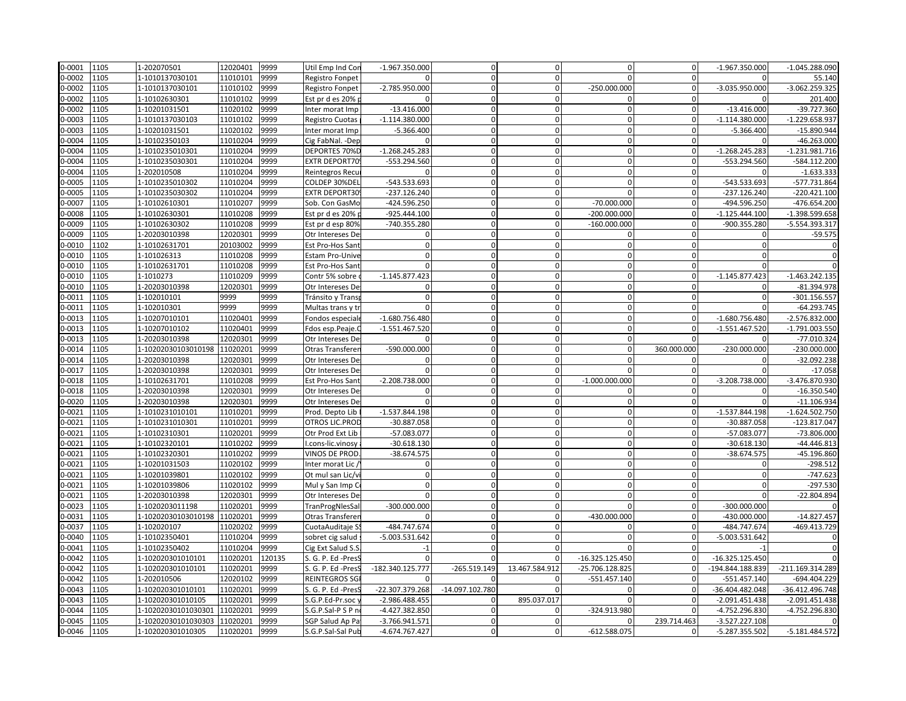| | | | | | | | | | | | | |
|---|---|---|---|---|---|---|---|---|---|---|---|---|
| 0-0001 | 1105 | 1-202070501 | 12020401 | 9999 | Util Emp Ind Con | -1.967.350.000 | 0 | 0 | 0 | 0 | -1.967.350.000 | -1.045.288.090 |
| 0-0002 | 1105 | 1-1010137030101 | 11010101 | 9999 | Registro Fonpet | 0 | 0 | 0 | 0 | 0 | 0 | 55.140 |
| 0-0002 | 1105 | 1-1010137030101 | 11010102 | 9999 | Registro Fonpet | -2.785.950.000 | 0 | 0 | -250.000.000 | 0 | -3.035.950.000 | -3.062.259.325 |
| 0-0002 | 1105 | 1-10102630301 | 11010102 | 9999 | Est pr d es 20% p | 0 | 0 | 0 | 0 | 0 | 0 | 201.400 |
| 0-0002 | 1105 | 1-10201031501 | 11020102 | 9999 | Inter morat Imp | -13.416.000 | 0 | 0 | 0 | 0 | -13.416.000 | -39.727.360 |
| 0-0003 | 1105 | 1-1010137030103 | 11010102 | 9999 | Registro Cuotas | -1.114.380.000 | 0 | 0 | 0 | 0 | -1.114.380.000 | -1.229.658.937 |
| 0-0003 | 1105 | 1-10201031501 | 11020102 | 9999 | Inter morat Imp | -5.366.400 | 0 | 0 | 0 | 0 | -5.366.400 | -15.890.944 |
| 0-0004 | 1105 | 1-10102350103 | 11010204 | 9999 | Cig FabNal. -Dep | 0 | 0 | 0 | 0 | 0 | 0 | -46.263.000 |
| 0-0004 | 1105 | 1-1010235010301 | 11010204 | 9999 | DEPORTES 70%D | -1.268.245.283 | 0 | 0 | 0 | 0 | -1.268.245.283 | -1.231.981.716 |
| 0-0004 | 1105 | 1-1010235030301 | 11010204 | 9999 | EXTR DEPORT70 | -553.294.560 | 0 | 0 | 0 | 0 | -553.294.560 | -584.112.200 |
| 0-0004 | 1105 | 1-202010508 | 11010204 | 9999 | Reintegros Recu | 0 | 0 | 0 | 0 | 0 | 0 | -1.633.333 |
| 0-0005 | 1105 | 1-1010235010302 | 11010204 | 9999 | COLDEP 30%DEL | -543.533.693 | 0 | 0 | 0 | 0 | -543.533.693 | -577.731.864 |
| 0-0005 | 1105 | 1-1010235030302 | 11010204 | 9999 | EXTR DEPORT30 | -237.126.240 | 0 | 0 | 0 | 0 | -237.126.240 | -220.421.100 |
| 0-0007 | 1105 | 1-10102610301 | 11010207 | 9999 | Sob. Con GasMo | -424.596.250 | 0 | 0 | -70.000.000 | 0 | -494.596.250 | -476.654.200 |
| 0-0008 | 1105 | 1-10102630301 | 11010208 | 9999 | Est pr d es 20% p | -925.444.100 | 0 | 0 | -200.000.000 | 0 | -1.125.444.100 | -1.398.599.658 |
| 0-0009 | 1105 | 1-10102630302 | 11010208 | 9999 | Est pr d esp 80% | -740.355.280 | 0 | 0 | -160.000.000 | 0 | -900.355.280 | -5.554.393.317 |
| 0-0009 | 1105 | 1-20203010398 | 12020301 | 9999 | Otr Intereses De | 0 | 0 | 0 | 0 | 0 | 0 | -59.575 |
| 0-0010 | 1102 | 1-10102631701 | 20103002 | 9999 | Est Pro-Hos Sant | 0 | 0 | 0 | 0 | 0 | 0 | 0 |
| 0-0010 | 1105 | 1-101026313 | 11010208 | 9999 | Estam Pro-Unive | 0 | 0 | 0 | 0 | 0 | 0 | 0 |
| 0-0010 | 1105 | 1-10102631701 | 11010208 | 9999 | Est Pro-Hos Sant | 0 | 0 | 0 | 0 | 0 | 0 | 0 |
| 0-0010 | 1105 | 1-1010273 | 11010209 | 9999 | Contr 5% sobre | -1.145.877.423 | 0 | 0 | 0 | 0 | -1.145.877.423 | -1.463.242.135 |
| 0-0010 | 1105 | 1-20203010398 | 12020301 | 9999 | Otr Intereses De | 0 | 0 | 0 | 0 | 0 | 0 | -81.394.978 |
| 0-0011 | 1105 | 1-102010101 | 9999 | 9999 | Tránsito y Transp | 0 | 0 | 0 | 0 | 0 | 0 | -301.156.557 |
| 0-0011 | 1105 | 1-102010301 | 9999 | 9999 | Multas trans y tr | 0 | 0 | 0 | 0 | 0 | 0 | -64.293.745 |
| 0-0013 | 1105 | 1-10207010101 | 11020401 | 9999 | Fondos especiale | -1.680.756.480 | 0 | 0 | 0 | 0 | -1.680.756.480 | -2.576.832.000 |
| 0-0013 | 1105 | 1-10207010102 | 11020401 | 9999 | Fdos esp.Peaje.C | -1.551.467.520 | 0 | 0 | 0 | 0 | -1.551.467.520 | -1.791.003.550 |
| 0-0013 | 1105 | 1-20203010398 | 12020301 | 9999 | Otr Intereses De | 0 | 0 | 0 | 0 | 0 | 0 | -77.010.324 |
| 0-0014 | 1105 | 1-10202030103010198 | 11020201 | 9999 | Otras Transferen | -590.000.000 | 0 | 0 | 0 | 360.000.000 | -230.000.000 | -230.000.000 |
| 0-0014 | 1105 | 1-20203010398 | 12020301 | 9999 | Otr Intereses De | 0 | 0 | 0 | 0 | 0 | 0 | -32.092.238 |
| 0-0017 | 1105 | 1-20203010398 | 12020301 | 9999 | Otr Intereses De | 0 | 0 | 0 | 0 | 0 | 0 | -17.058 |
| 0-0018 | 1105 | 1-10102631701 | 11010208 | 9999 | Est Pro-Hos Sant | -2.208.738.000 | 0 | 0 | -1.000.000.000 | 0 | -3.208.738.000 | -3.476.870.930 |
| 0-0018 | 1105 | 1-20203010398 | 12020301 | 9999 | Otr Intereses De | 0 | 0 | 0 | 0 | 0 | 0 | -16.350.540 |
| 0-0020 | 1105 | 1-20203010398 | 12020301 | 9999 | Otr Intereses De | 0 | 0 | 0 | 0 | 0 | 0 | -11.106.934 |
| 0-0021 | 1105 | 1-1010231010101 | 11010201 | 9999 | Prod. Depto Lib | -1.537.844.198 | 0 | 0 | 0 | 0 | -1.537.844.198 | -1.624.502.750 |
| 0-0021 | 1105 | 1-1010231010301 | 11010201 | 9999 | OTROS LIC.PROD | -30.887.058 | 0 | 0 | 0 | 0 | -30.887.058 | -123.817.047 |
| 0-0021 | 1105 | 1-10102310301 | 11020201 | 9999 | Otr Prod Ext Lib | -57.083.077 | 0 | 0 | 0 | 0 | -57.083.077 | -73.806.000 |
| 0-0021 | 1105 | 1-10102320101 | 11010202 | 9999 | l.cons-lic.vinosy | -30.618.130 | 0 | 0 | 0 | 0 | -30.618.130 | -44.446.813 |
| 0-0021 | 1105 | 1-10102320301 | 11010202 | 9999 | VINOS DE PROD. | -38.674.575 | 0 | 0 | 0 | 0 | -38.674.575 | -45.196.860 |
| 0-0021 | 1105 | 1-10201031503 | 11020102 | 9999 | Inter morat Lic / | 0 | 0 | 0 | 0 | 0 | 0 | -298.512 |
| 0-0021 | 1105 | 1-10201039801 | 11020102 | 9999 | Ot mul san Lic/vi | 0 | 0 | 0 | 0 | 0 | 0 | -747.623 |
| 0-0021 | 1105 | 1-10201039806 | 11020102 | 9999 | Mul y San Imp C | 0 | 0 | 0 | 0 | 0 | 0 | -297.530 |
| 0-0021 | 1105 | 1-20203010398 | 12020301 | 9999 | Otr Intereses De | 0 | 0 | 0 | 0 | 0 | 0 | -22.804.894 |
| 0-0023 | 1105 | 1-1020203011198 | 11020201 | 9999 | TranProgNlesSal | -300.000.000 | 0 | 0 | 0 | 0 | -300.000.000 | 0 |
| 0-0031 | 1105 | 1-10202030103010198 | 11020201 | 9999 | Otras Transferen | 0 | 0 | 0 | -430.000.000 | 0 | -430.000.000 | -14.827.457 |
| 0-0037 | 1105 | 1-102020107 | 11020202 | 9999 | CuotaAuditaje S | -484.747.674 | 0 | 0 | 0 | 0 | -484.747.674 | -469.413.729 |
| 0-0040 | 1105 | 1-10102350401 | 11010204 | 9999 | sobret cig salud | -5.003.531.642 | 0 | 0 | 0 | 0 | -5.003.531.642 | 0 |
| 0-0041 | 1105 | 1-10102350402 | 11010204 | 9999 | Cig Ext Salud S.S. | -1 | 0 | 0 | 0 | 0 | -1 | 0 |
| 0-0042 | 1105 | 1-102020301010101 | 11020201 | 120135 | S. G. P. Ed -PresS | 0 | 0 | 0 | -16.325.125.450 | 0 | -16.325.125.450 | 0 |
| 0-0042 | 1105 | 1-102020301010101 | 11020201 | 9999 | S. G. P. Ed -PresS | -182.340.125.777 | -265.519.149 | 13.467.584.912 | -25.706.128.825 | 0 | -194.844.188.839 | -211.169.314.289 |
| 0-0042 | 1105 | 1-202010506 | 12020102 | 9999 | REINTEGROS SG | 0 | 0 | 0 | -551.457.140 | 0 | -551.457.140 | -694.404.229 |
| 0-0043 | 1105 | 1-102020301010101 | 11020201 | 9999 | S. G. P. Ed -PresS | -22.307.379.268 | -14.097.102.780 | 0 | 0 | 0 | -36.404.482.048 | -36.412.496.748 |
| 0-0043 | 1105 | 1-102020301010105 | 11020201 | 9999 | S.G.P.Ed-Pr.soc y | -2.986.488.455 | 0 | 895.037.017 | 0 | 0 | -2.091.451.438 | -2.091.451.438 |
| 0-0044 | 1105 | 1-10202030101030301 | 11020201 | 9999 | S.G.P.Sal-P S P n | -4.427.382.850 | 0 | 0 | -324.913.980 | 0 | -4.752.296.830 | -4.752.296.830 |
| 0-0045 | 1105 | 1-10202030101030303 | 11020201 | 9999 | SGP Salud Ap Pa | -3.766.941.571 | 0 | 0 | 0 | 239.714.463 | -3.527.227.108 | 0 |
| 0-0046 | 1105 | 1-102020301010305 | 11020201 | 9999 | S.G.P.Sal-Sal Pub | -4.674.767.427 | 0 | 0 | -612.588.075 | 0 | -5.287.355.502 | -5.181.484.572 |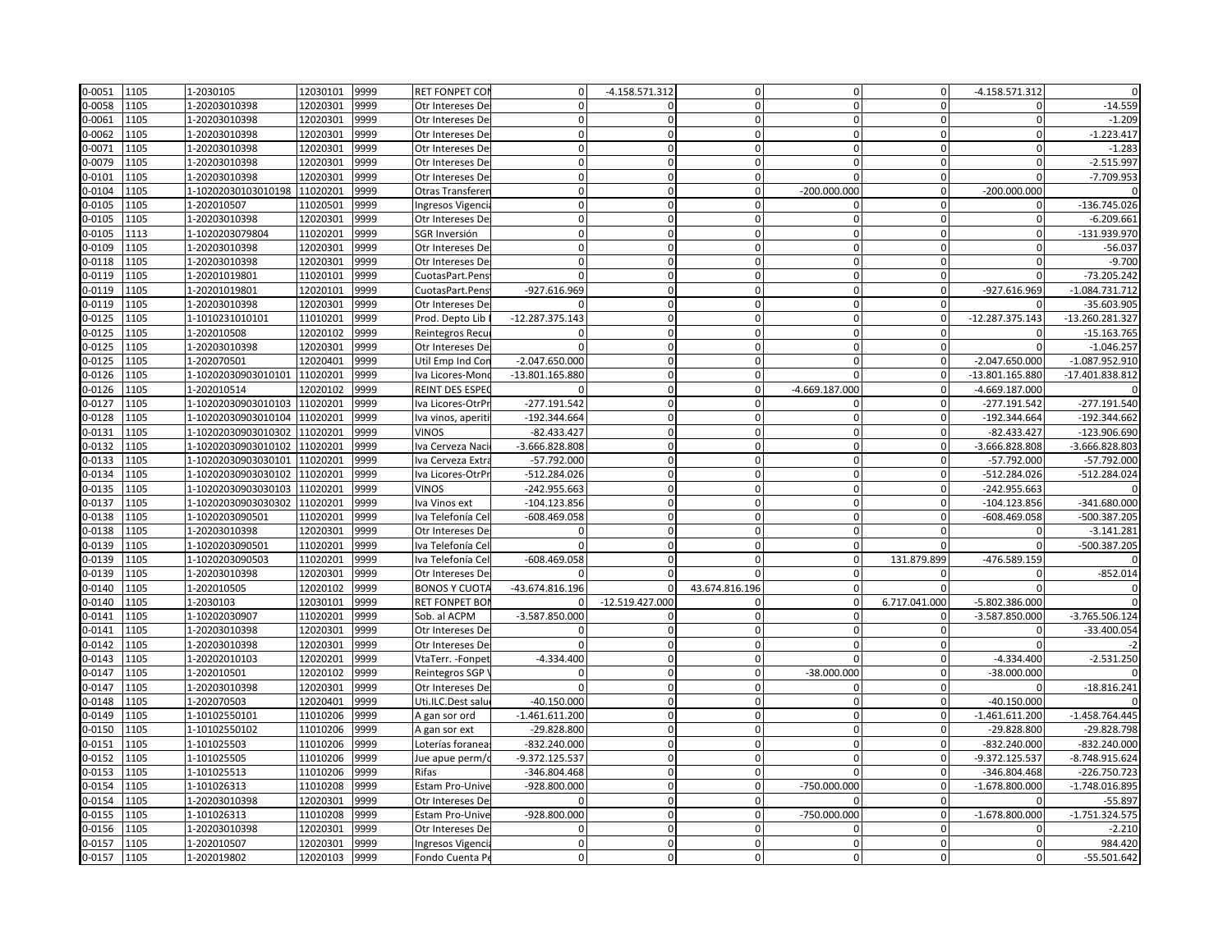| 0-0051 | 1105 | 1-2030105 | 12030101 | 9999 | RET FONPET CON | 0 | -4.158.571.312 | 0 | 0 | 0 | -4.158.571.312 | 0 |
|---|---|---|---|---|---|---|---|---|---|---|---|---|
| 0-0058 | 1105 | 1-20203010398 | 12020301 | 9999 | Otr Intereses De | 0 | 0 | 0 | 0 | 0 | 0 | -14.559 |
| 0-0061 | 1105 | 1-20203010398 | 12020301 | 9999 | Otr Intereses De | 0 | 0 | 0 | 0 | 0 | 0 | -1.209 |
| 0-0062 | 1105 | 1-20203010398 | 12020301 | 9999 | Otr Intereses De | 0 | 0 | 0 | 0 | 0 | 0 | -1.223.417 |
| 0-0071 | 1105 | 1-20203010398 | 12020301 | 9999 | Otr Intereses De | 0 | 0 | 0 | 0 | 0 | 0 | -1.283 |
| 0-0079 | 1105 | 1-20203010398 | 12020301 | 9999 | Otr Intereses De | 0 | 0 | 0 | 0 | 0 | 0 | -2.515.997 |
| 0-0101 | 1105 | 1-20203010398 | 12020301 | 9999 | Otr Intereses De | 0 | 0 | 0 | 0 | 0 | 0 | -7.709.953 |
| 0-0104 | 1105 | 1-10202030103010198 | 11020201 | 9999 | Otras Transferen | 0 | 0 | 0 | -200.000.000 | 0 | -200.000.000 | 0 |
| 0-0105 | 1105 | 1-202010507 | 11020501 | 9999 | Ingresos Vigencia | 0 | 0 | 0 | 0 | 0 | 0 | -136.745.026 |
| 0-0105 | 1105 | 1-20203010398 | 12020301 | 9999 | Otr Intereses De | 0 | 0 | 0 | 0 | 0 | 0 | -6.209.661 |
| 0-0105 | 1113 | 1-1020203079804 | 11020201 | 9999 | SGR Inversión | 0 | 0 | 0 | 0 | 0 | 0 | -131.939.970 |
| 0-0109 | 1105 | 1-20203010398 | 12020301 | 9999 | Otr Intereses De | 0 | 0 | 0 | 0 | 0 | 0 | -56.037 |
| 0-0118 | 1105 | 1-20203010398 | 12020301 | 9999 | Otr Intereses De | 0 | 0 | 0 | 0 | 0 | 0 | -9.700 |
| 0-0119 | 1105 | 1-20201019801 | 11020101 | 9999 | CuotasPart.Pens | 0 | 0 | 0 | 0 | 0 | 0 | -73.205.242 |
| 0-0119 | 1105 | 1-20201019801 | 12020101 | 9999 | CuotasPart.Pens | -927.616.969 | 0 | 0 | 0 | 0 | -927.616.969 | -1.084.731.712 |
| 0-0119 | 1105 | 1-20203010398 | 12020301 | 9999 | Otr Intereses De | 0 | 0 | 0 | 0 | 0 | 0 | -35.603.905 |
| 0-0125 | 1105 | 1-1010231010101 | 11010201 | 9999 | Prod. Depto Lib | -12.287.375.143 | 0 | 0 | 0 | 0 | -12.287.375.143 | -13.260.281.327 |
| 0-0125 | 1105 | 1-202010508 | 12020102 | 9999 | Reintegros Recu | 0 | 0 | 0 | 0 | 0 | 0 | -15.163.765 |
| 0-0125 | 1105 | 1-20203010398 | 12020301 | 9999 | Otr Intereses De | 0 | 0 | 0 | 0 | 0 | 0 | -1.046.257 |
| 0-0125 | 1105 | 1-202070501 | 12020401 | 9999 | Util Emp Ind Con | -2.047.650.000 | 0 | 0 | 0 | 0 | -2.047.650.000 | -1.087.952.910 |
| 0-0126 | 1105 | 1-10202030903010101 | 11020201 | 9999 | Iva Licores-Mono | -13.801.165.880 | 0 | 0 | 0 | 0 | -13.801.165.880 | -17.401.838.812 |
| 0-0126 | 1105 | 1-202010514 | 12020102 | 9999 | REINT DES ESPEC | 0 | 0 | 0 | -4.669.187.000 | 0 | -4.669.187.000 | 0 |
| 0-0127 | 1105 | 1-10202030903010103 | 11020201 | 9999 | Iva Licores-OtrPr | -277.191.542 | 0 | 0 | 0 | 0 | -277.191.542 | -277.191.540 |
| 0-0128 | 1105 | 1-10202030903010104 | 11020201 | 9999 | Iva vinos, aperiti | -192.344.664 | 0 | 0 | 0 | 0 | -192.344.664 | -192.344.662 |
| 0-0131 | 1105 | 1-10202030903010302 | 11020201 | 9999 | VINOS | -82.433.427 | 0 | 0 | 0 | 0 | -82.433.427 | -123.906.690 |
| 0-0132 | 1105 | 1-10202030903010102 | 11020201 | 9999 | Iva Cerveza Naci | -3.666.828.808 | 0 | 0 | 0 | 0 | -3.666.828.808 | -3.666.828.803 |
| 0-0133 | 1105 | 1-10202030903030101 | 11020201 | 9999 | Iva Cerveza Extra | -57.792.000 | 0 | 0 | 0 | 0 | -57.792.000 | -57.792.000 |
| 0-0134 | 1105 | 1-10202030903030102 | 11020201 | 9999 | Iva Licores-OtrPr | -512.284.026 | 0 | 0 | 0 | 0 | -512.284.026 | -512.284.024 |
| 0-0135 | 1105 | 1-10202030903030103 | 11020201 | 9999 | VINOS | -242.955.663 | 0 | 0 | 0 | 0 | -242.955.663 | 0 |
| 0-0137 | 1105 | 1-10202030903030302 | 11020201 | 9999 | Iva Vinos ext | -104.123.856 | 0 | 0 | 0 | 0 | -104.123.856 | -341.680.000 |
| 0-0138 | 1105 | 1-1020203090501 | 11020201 | 9999 | Iva Telefonía Cel | -608.469.058 | 0 | 0 | 0 | 0 | -608.469.058 | -500.387.205 |
| 0-0138 | 1105 | 1-20203010398 | 12020301 | 9999 | Otr Intereses De | 0 | 0 | 0 | 0 | 0 | 0 | -3.141.281 |
| 0-0139 | 1105 | 1-1020203090501 | 11020201 | 9999 | Iva Telefonía Cel | 0 | 0 | 0 | 0 | 0 | 0 | -500.387.205 |
| 0-0139 | 1105 | 1-1020203090503 | 11020201 | 9999 | Iva Telefonía Cel | -608.469.058 | 0 | 0 | 0 | 131.879.899 | -476.589.159 | 0 |
| 0-0139 | 1105 | 1-20203010398 | 12020301 | 9999 | Otr Intereses De | 0 | 0 | 0 | 0 | 0 | 0 | -852.014 |
| 0-0140 | 1105 | 1-202010505 | 12020102 | 9999 | BONOS Y CUOTA | -43.674.816.196 | 0 | 43.674.816.196 | 0 | 0 | 0 | 0 |
| 0-0140 | 1105 | 1-2030103 | 12030101 | 9999 | RET FONPET BON | 0 | -12.519.427.000 | 0 | 0 | 6.717.041.000 | -5.802.386.000 | 0 |
| 0-0141 | 1105 | 1-10202030907 | 11020201 | 9999 | Sob. al ACPM | -3.587.850.000 | 0 | 0 | 0 | 0 | -3.587.850.000 | -3.765.506.124 |
| 0-0141 | 1105 | 1-20203010398 | 12020301 | 9999 | Otr Intereses De | 0 | 0 | 0 | 0 | 0 | 0 | -33.400.054 |
| 0-0142 | 1105 | 1-20203010398 | 12020301 | 9999 | Otr Intereses De | 0 | 0 | 0 | 0 | 0 | 0 | -2 |
| 0-0143 | 1105 | 1-20202010103 | 12020201 | 9999 | VtaTerr. -Fonpet | -4.334.400 | 0 | 0 | 0 | 0 | -4.334.400 | -2.531.250 |
| 0-0147 | 1105 | 1-202010501 | 12020102 | 9999 | Reintegros SGP | 0 | 0 | 0 | -38.000.000 | 0 | -38.000.000 | 0 |
| 0-0147 | 1105 | 1-20203010398 | 12020301 | 9999 | Otr Intereses De | 0 | 0 | 0 | 0 | 0 | 0 | -18.816.241 |
| 0-0148 | 1105 | 1-202070503 | 12020401 | 9999 | Uti.ILC.Dest salu | -40.150.000 | 0 | 0 | 0 | 0 | -40.150.000 | 0 |
| 0-0149 | 1105 | 1-10102550101 | 11010206 | 9999 | A gan sor ord | -1.461.611.200 | 0 | 0 | 0 | 0 | -1.461.611.200 | -1.458.764.445 |
| 0-0150 | 1105 | 1-10102550102 | 11010206 | 9999 | A gan sor ext | -29.828.800 | 0 | 0 | 0 | 0 | -29.828.800 | -29.828.798 |
| 0-0151 | 1105 | 1-101025503 | 11010206 | 9999 | Loterías foranea | -832.240.000 | 0 | 0 | 0 | 0 | -832.240.000 | -832.240.000 |
| 0-0152 | 1105 | 1-101025505 | 11010206 | 9999 | Jue apue perm/c | -9.372.125.537 | 0 | 0 | 0 | 0 | -9.372.125.537 | -8.748.915.624 |
| 0-0153 | 1105 | 1-101025513 | 11010206 | 9999 | Rifas | -346.804.468 | 0 | 0 | 0 | 0 | -346.804.468 | -226.750.723 |
| 0-0154 | 1105 | 1-101026313 | 11010208 | 9999 | Estam Pro-Unive | -928.800.000 | 0 | 0 | -750.000.000 | 0 | -1.678.800.000 | -1.748.016.895 |
| 0-0154 | 1105 | 1-20203010398 | 12020301 | 9999 | Otr Intereses De | 0 | 0 | 0 | 0 | 0 | 0 | -55.897 |
| 0-0155 | 1105 | 1-101026313 | 11010208 | 9999 | Estam Pro-Unive | -928.800.000 | 0 | 0 | -750.000.000 | 0 | -1.678.800.000 | -1.751.324.575 |
| 0-0156 | 1105 | 1-20203010398 | 12020301 | 9999 | Otr Intereses De | 0 | 0 | 0 | 0 | 0 | 0 | -2.210 |
| 0-0157 | 1105 | 1-202010507 | 12020301 | 9999 | Ingresos Vigencia | 0 | 0 | 0 | 0 | 0 | 0 | 984.420 |
| 0-0157 | 1105 | 1-202019802 | 12020103 | 9999 | Fondo Cuenta Pe | 0 | 0 | 0 | 0 | 0 | 0 | -55.501.642 |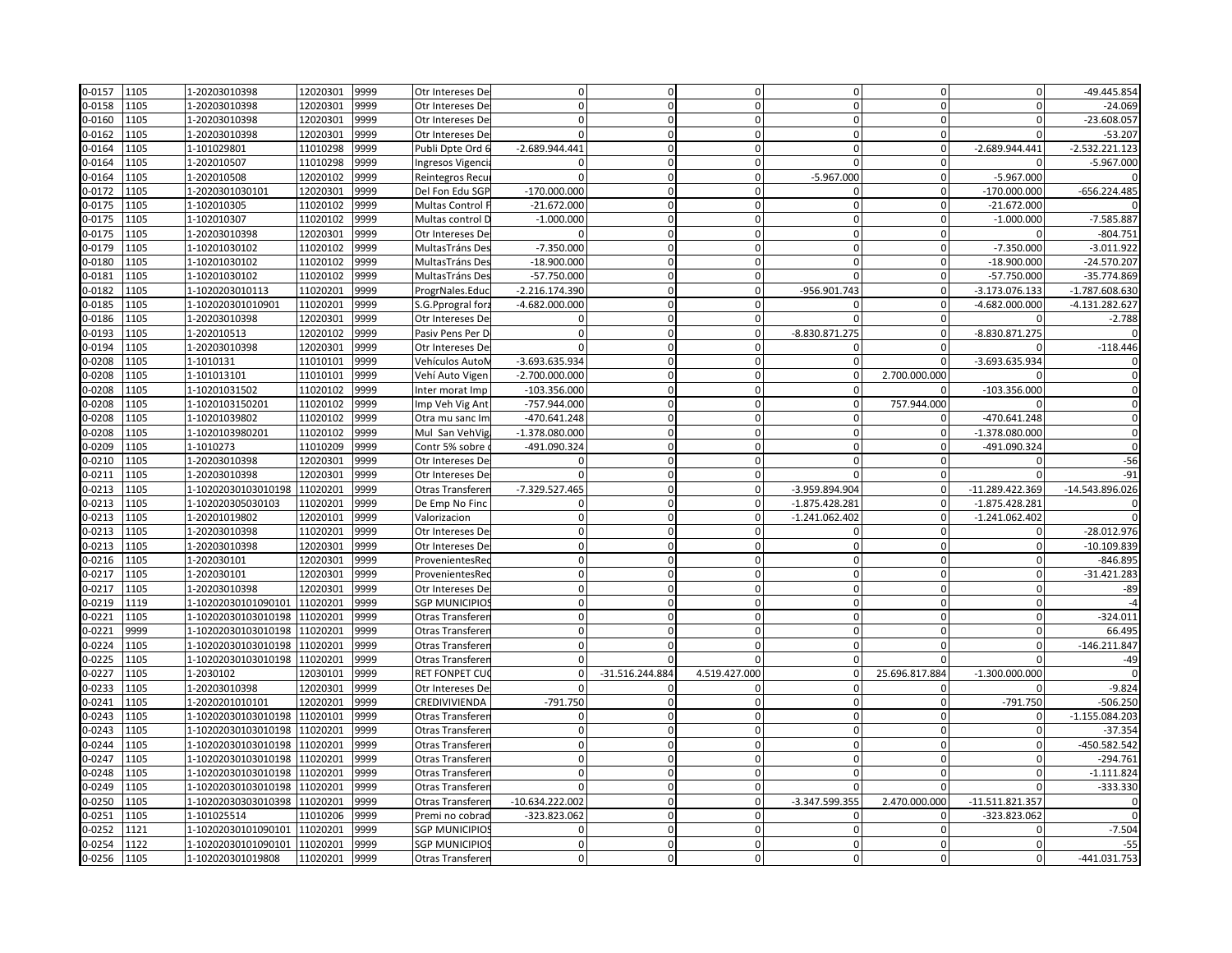| | | | | | | | | | | | | |
|---|---|---|---|---|---|---|---|---|---|---|---|---|
| 0-0157 | 1105 | 1-20203010398 | 12020301 | 9999 | Otr Intereses De | 0 | 0 | 0 | 0 | 0 | 0 | -49.445.854 |
| 0-0158 | 1105 | 1-20203010398 | 12020301 | 9999 | Otr Intereses De | 0 | 0 | 0 | 0 | 0 | 0 | -24.069 |
| 0-0160 | 1105 | 1-20203010398 | 12020301 | 9999 | Otr Intereses De | 0 | 0 | 0 | 0 | 0 | 0 | -23.608.057 |
| 0-0162 | 1105 | 1-20203010398 | 12020301 | 9999 | Otr Intereses De | 0 | 0 | 0 | 0 | 0 | 0 | -53.207 |
| 0-0164 | 1105 | 1-101029801 | 11010298 | 9999 | Publi Dpte Ord 6 | -2.689.944.441 | 0 | 0 | 0 | 0 | -2.689.944.441 | -2.532.221.123 |
| 0-0164 | 1105 | 1-202010507 | 11010298 | 9999 | Ingresos Vigencia | 0 | 0 | 0 | 0 | 0 | 0 | -5.967.000 |
| 0-0164 | 1105 | 1-202010508 | 12020102 | 9999 | Reintegros Recu | 0 | 0 | 0 | -5.967.000 | 0 | -5.967.000 | 0 |
| 0-0172 | 1105 | 1-2020301030101 | 12020301 | 9999 | Del Fon Edu SGP | -170.000.000 | 0 | 0 | 0 | 0 | -170.000.000 | -656.224.485 |
| 0-0175 | 1105 | 1-102010305 | 11020102 | 9999 | Multas Control F | -21.672.000 | 0 | 0 | 0 | 0 | -21.672.000 | 0 |
| 0-0175 | 1105 | 1-102010307 | 11020102 | 9999 | Multas control D | -1.000.000 | 0 | 0 | 0 | 0 | -1.000.000 | -7.585.887 |
| 0-0175 | 1105 | 1-20203010398 | 12020301 | 9999 | Otr Intereses De | 0 | 0 | 0 | 0 | 0 | 0 | -804.751 |
| 0-0179 | 1105 | 1-10201030102 | 11020102 | 9999 | MultasTráns Des | -7.350.000 | 0 | 0 | 0 | 0 | -7.350.000 | -3.011.922 |
| 0-0180 | 1105 | 1-10201030102 | 11020102 | 9999 | MultasTráns Des | -18.900.000 | 0 | 0 | 0 | 0 | -18.900.000 | -24.570.207 |
| 0-0181 | 1105 | 1-10201030102 | 11020102 | 9999 | MultasTráns Des | -57.750.000 | 0 | 0 | 0 | 0 | -57.750.000 | -35.774.869 |
| 0-0182 | 1105 | 1-1020203010113 | 11020201 | 9999 | ProgrNales.Educ | -2.216.174.390 | 0 | 0 | -956.901.743 | 0 | -3.173.076.133 | -1.787.608.630 |
| 0-0185 | 1105 | 1-102020301010901 | 11020201 | 9999 | S.G.Pprogral forz | -4.682.000.000 | 0 | 0 | 0 | 0 | -4.682.000.000 | -4.131.282.627 |
| 0-0186 | 1105 | 1-20203010398 | 12020301 | 9999 | Otr Intereses De | 0 | 0 | 0 | 0 | 0 | 0 | -2.788 |
| 0-0193 | 1105 | 1-202010513 | 12020102 | 9999 | Pasiv Pens Per D | 0 | 0 | 0 | -8.830.871.275 | 0 | -8.830.871.275 | 0 |
| 0-0194 | 1105 | 1-20203010398 | 12020301 | 9999 | Otr Intereses De | 0 | 0 | 0 | 0 | 0 | 0 | -118.446 |
| 0-0208 | 1105 | 1-1010131 | 11010101 | 9999 | Vehículos AutoM | -3.693.635.934 | 0 | 0 | 0 | 0 | -3.693.635.934 | 0 |
| 0-0208 | 1105 | 1-101013101 | 11010101 | 9999 | Vehí Auto Vigen | -2.700.000.000 | 0 | 0 | 0 | 2.700.000.000 | 0 | 0 |
| 0-0208 | 1105 | 1-10201031502 | 11020102 | 9999 | Inter morat Imp | -103.356.000 | 0 | 0 | 0 | 0 | -103.356.000 | 0 |
| 0-0208 | 1105 | 1-1020103150201 | 11020102 | 9999 | Imp Veh Vig Ant | -757.944.000 | 0 | 0 | 0 | 757.944.000 | 0 | 0 |
| 0-0208 | 1105 | 1-10201039802 | 11020102 | 9999 | Otra mu sanc Im | -470.641.248 | 0 | 0 | 0 | 0 | -470.641.248 | 0 |
| 0-0208 | 1105 | 1-1020103980201 | 11020102 | 9999 | Mul San VehVig | -1.378.080.000 | 0 | 0 | 0 | 0 | -1.378.080.000 | 0 |
| 0-0209 | 1105 | 1-1010273 | 11010209 | 9999 | Contr 5% sobre c | -491.090.324 | 0 | 0 | 0 | 0 | -491.090.324 | 0 |
| 0-0210 | 1105 | 1-20203010398 | 12020301 | 9999 | Otr Intereses De | 0 | 0 | 0 | 0 | 0 | 0 | -56 |
| 0-0211 | 1105 | 1-20203010398 | 12020301 | 9999 | Otr Intereses De | 0 | 0 | 0 | 0 | 0 | 0 | -91 |
| 0-0213 | 1105 | 1-10202030103010198 | 11020201 | 9999 | Otras Transferen | -7.329.527.465 | 0 | 0 | -3.959.894.904 | 0 | -11.289.422.369 | -14.543.896.026 |
| 0-0213 | 1105 | 1-102020305030103 | 11020201 | 9999 | De Emp No Finc | 0 | 0 | 0 | -1.875.428.281 | 0 | -1.875.428.281 | 0 |
| 0-0213 | 1105 | 1-20201019802 | 12020101 | 9999 | Valorizacion | 0 | 0 | 0 | -1.241.062.402 | 0 | -1.241.062.402 | 0 |
| 0-0213 | 1105 | 1-20203010398 | 11020201 | 9999 | Otr Intereses De | 0 | 0 | 0 | 0 | 0 | 0 | -28.012.976 |
| 0-0213 | 1105 | 1-20203010398 | 12020301 | 9999 | Otr Intereses De | 0 | 0 | 0 | 0 | 0 | 0 | -10.109.839 |
| 0-0216 | 1105 | 1-202030101 | 12020301 | 9999 | ProvenientesRec | 0 | 0 | 0 | 0 | 0 | 0 | -846.895 |
| 0-0217 | 1105 | 1-202030101 | 12020301 | 9999 | ProvenientesRec | 0 | 0 | 0 | 0 | 0 | 0 | -31.421.283 |
| 0-0217 | 1105 | 1-20203010398 | 12020301 | 9999 | Otr Intereses De | 0 | 0 | 0 | 0 | 0 | 0 | -89 |
| 0-0219 | 1119 | 1-10202030101090101 | 11020201 | 9999 | SGP MUNICIPIOS | 0 | 0 | 0 | 0 | 0 | 0 | -4 |
| 0-0221 | 1105 | 1-10202030103010198 | 11020201 | 9999 | Otras Transferen | 0 | 0 | 0 | 0 | 0 | 0 | -324.011 |
| 0-0221 | 9999 | 1-10202030103010198 | 11020201 | 9999 | Otras Transferen | 0 | 0 | 0 | 0 | 0 | 0 | 66.495 |
| 0-0224 | 1105 | 1-10202030103010198 | 11020201 | 9999 | Otras Transferen | 0 | 0 | 0 | 0 | 0 | 0 | -146.211.847 |
| 0-0225 | 1105 | 1-10202030103010198 | 11020201 | 9999 | Otras Transferen | 0 | 0 | 0 | 0 | 0 | 0 | -49 |
| 0-0227 | 1105 | 1-2030102 | 12030101 | 9999 | RET FONPET CUO | 0 | -31.516.244.884 | 4.519.427.000 | 0 | 25.696.817.884 | -1.300.000.000 | 0 |
| 0-0233 | 1105 | 1-20203010398 | 12020301 | 9999 | Otr Intereses De | 0 | 0 | 0 | 0 | 0 | 0 | -9.824 |
| 0-0241 | 1105 | 1-2020201010101 | 12020201 | 9999 | CREDIVIVIENDA | -791.750 | 0 | 0 | 0 | 0 | -791.750 | -506.250 |
| 0-0243 | 1105 | 1-10202030103010198 | 11020101 | 9999 | Otras Transferen | 0 | 0 | 0 | 0 | 0 | 0 | -1.155.084.203 |
| 0-0243 | 1105 | 1-10202030103010198 | 11020201 | 9999 | Otras Transferen | 0 | 0 | 0 | 0 | 0 | 0 | -37.354 |
| 0-0244 | 1105 | 1-10202030103010198 | 11020201 | 9999 | Otras Transferen | 0 | 0 | 0 | 0 | 0 | 0 | -450.582.542 |
| 0-0247 | 1105 | 1-10202030103010198 | 11020201 | 9999 | Otras Transferen | 0 | 0 | 0 | 0 | 0 | 0 | -294.761 |
| 0-0248 | 1105 | 1-10202030103010198 | 11020201 | 9999 | Otras Transferen | 0 | 0 | 0 | 0 | 0 | 0 | -1.111.824 |
| 0-0249 | 1105 | 1-10202030103010198 | 11020201 | 9999 | Otras Transferen | 0 | 0 | 0 | 0 | 0 | 0 | -333.330 |
| 0-0250 | 1105 | 1-10202030303010398 | 11020201 | 9999 | Otras Transferen | -10.634.222.002 | 0 | 0 | -3.347.599.355 | 2.470.000.000 | -11.511.821.357 | 0 |
| 0-0251 | 1105 | 1-101025514 | 11010206 | 9999 | Premi no cobrad | -323.823.062 | 0 | 0 | 0 | 0 | -323.823.062 | 0 |
| 0-0252 | 1121 | 1-10202030101090101 | 11020201 | 9999 | SGP MUNICIPIOS | 0 | 0 | 0 | 0 | 0 | 0 | -7.504 |
| 0-0254 | 1122 | 1-10202030101090101 | 11020201 | 9999 | SGP MUNICIPIOS | 0 | 0 | 0 | 0 | 0 | 0 | -55 |
| 0-0256 | 1105 | 1-102020301019808 | 11020201 | 9999 | Otras Transferen | 0 | 0 | 0 | 0 | 0 | 0 | -441.031.753 |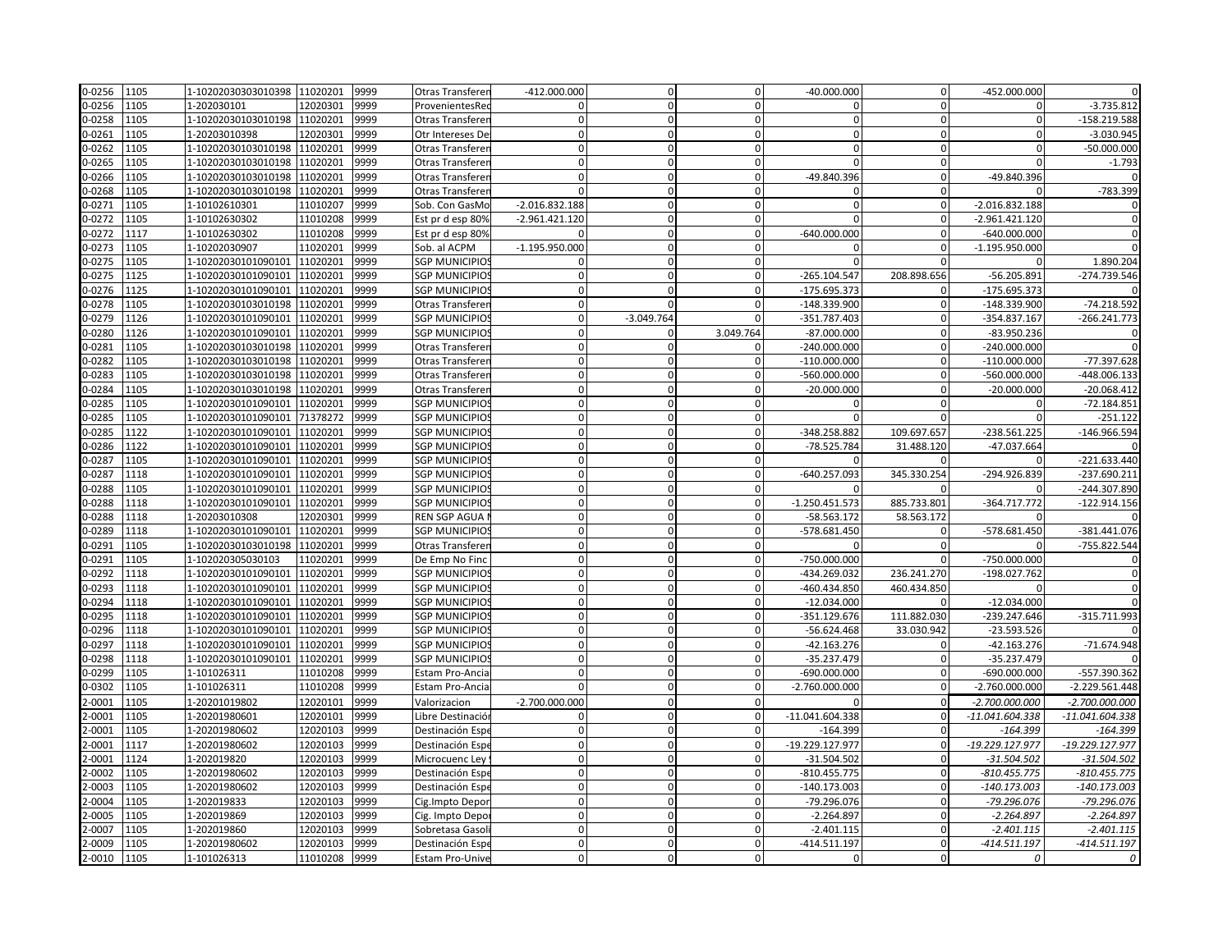| | | | | | | | | | | | |
|---|---|---|---|---|---|---|---|---|---|---|---|
| 0-0256 | 1105 | 1-10202030303010398 | 11020201 | 9999 | Otras Transferen | -412.000.000 | 0 | 0 | -40.000.000 | 0 | -452.000.000 | 0 |
| 0-0256 | 1105 | 1-20230101 | 12020301 | 9999 | ProvenientesRec | 0 | 0 | 0 | 0 | 0 | 0 | -3.735.812 |
| 0-0258 | 1105 | 1-10202030103010198 | 11020201 | 9999 | Otras Transferen | 0 | 0 | 0 | 0 | 0 | 0 | -158.219.588 |
| 0-0261 | 1105 | 1-20203010398 | 12020301 | 9999 | Otr Intereses De | 0 | 0 | 0 | 0 | 0 | 0 | -3.030.945 |
| 0-0262 | 1105 | 1-10202030103010198 | 11020201 | 9999 | Otras Transferen | 0 | 0 | 0 | 0 | 0 | 0 | -50.000.000 |
| 0-0265 | 1105 | 1-10202030103010198 | 11020201 | 9999 | Otras Transferen | 0 | 0 | 0 | 0 | 0 | 0 | -1.793 |
| 0-0266 | 1105 | 1-10202030103010198 | 11020201 | 9999 | Otras Transferen | 0 | 0 | 0 | -49.840.396 | 0 | -49.840.396 | 0 |
| 0-0268 | 1105 | 1-10202030103010198 | 11020201 | 9999 | Otras Transferen | 0 | 0 | 0 | 0 | 0 | 0 | -783.399 |
| 0-0271 | 1105 | 1-10102610301 | 11010207 | 9999 | Sob. Con GasMo | -2.016.832.188 | 0 | 0 | 0 | 0 | -2.016.832.188 | 0 |
| 0-0272 | 1105 | 1-10102630302 | 11010208 | 9999 | Est pr d esp 80% | -2.961.421.120 | 0 | 0 | 0 | 0 | -2.961.421.120 | 0 |
| 0-0272 | 1117 | 1-10102630302 | 11010208 | 9999 | Est pr d esp 80% | 0 | 0 | 0 | -640.000.000 | 0 | -640.000.000 | 0 |
| 0-0273 | 1105 | 1-10202030907 | 11020201 | 9999 | Sob. al ACPM | -1.195.950.000 | 0 | 0 | 0 | 0 | -1.195.950.000 | 0 |
| 0-0275 | 1105 | 1-10202030101090101 | 11020201 | 9999 | SGP MUNICIPIOS | 0 | 0 | 0 | 0 | 0 | 0 | 1.890.204 |
| 0-0275 | 1125 | 1-10202030101090101 | 11020201 | 9999 | SGP MUNICIPIOS | 0 | 0 | 0 | -265.104.547 | 208.898.656 | -56.205.891 | -274.739.546 |
| 0-0276 | 1125 | 1-10202030101090101 | 11020201 | 9999 | SGP MUNICIPIOS | 0 | 0 | 0 | -175.695.373 | 0 | -175.695.373 | 0 |
| 0-0278 | 1105 | 1-10202030103010198 | 11020201 | 9999 | Otras Transferen | 0 | 0 | 0 | -148.339.900 | 0 | -148.339.900 | -74.218.592 |
| 0-0279 | 1126 | 1-10202030101090101 | 11020201 | 9999 | SGP MUNICIPIOS | 0 | -3.049.764 | 0 | -351.787.403 | 0 | -354.837.167 | -266.241.773 |
| 0-0280 | 1126 | 1-10202030101090101 | 11020201 | 9999 | SGP MUNICIPIOS | 0 | 0 | 3.049.764 | -87.000.000 | 0 | -83.950.236 | 0 |
| 0-0281 | 1105 | 1-10202030103010198 | 11020201 | 9999 | Otras Transferen | 0 | 0 | 0 | -240.000.000 | 0 | -240.000.000 | 0 |
| 0-0282 | 1105 | 1-10202030103010198 | 11020201 | 9999 | Otras Transferen | 0 | 0 | 0 | -110.000.000 | 0 | -110.000.000 | -77.397.628 |
| 0-0283 | 1105 | 1-10202030103010198 | 11020201 | 9999 | Otras Transferen | 0 | 0 | 0 | -560.000.000 | 0 | -560.000.000 | -448.006.133 |
| 0-0284 | 1105 | 1-10202030103010198 | 11020201 | 9999 | Otras Transferen | 0 | 0 | 0 | -20.000.000 | 0 | -20.000.000 | -20.068.412 |
| 0-0285 | 1105 | 1-10202030101090101 | 11020201 | 9999 | SGP MUNICIPIOS | 0 | 0 | 0 | 0 | 0 | 0 | -72.184.851 |
| 0-0285 | 1105 | 1-10202030101090101 | 71378272 | 9999 | SGP MUNICIPIOS | 0 | 0 | 0 | 0 | 0 | 0 | -251.122 |
| 0-0285 | 1122 | 1-10202030101090101 | 11020201 | 9999 | SGP MUNICIPIOS | 0 | 0 | 0 | -348.258.882 | 109.697.657 | -238.561.225 | -146.966.594 |
| 0-0286 | 1122 | 1-10202030101090101 | 11020201 | 9999 | SGP MUNICIPIOS | 0 | 0 | 0 | -78.525.784 | 31.488.120 | -47.037.664 | 0 |
| 0-0287 | 1105 | 1-10202030101090101 | 11020201 | 9999 | SGP MUNICIPIOS | 0 | 0 | 0 | 0 | 0 | 0 | -221.633.440 |
| 0-0287 | 1118 | 1-10202030101090101 | 11020201 | 9999 | SGP MUNICIPIOS | 0 | 0 | 0 | -640.257.093 | 345.330.254 | -294.926.839 | -237.690.211 |
| 0-0288 | 1105 | 1-10202030101090101 | 11020201 | 9999 | SGP MUNICIPIOS | 0 | 0 | 0 | 0 | 0 | 0 | -244.307.890 |
| 0-0288 | 1118 | 1-10202030101090101 | 11020201 | 9999 | SGP MUNICIPIOS | 0 | 0 | 0 | -1.250.451.573 | 885.733.801 | -364.717.772 | -122.914.156 |
| 0-0288 | 1118 | 1-20203010308 | 12020301 | 9999 | REN SGP AGUA | 0 | 0 | 0 | -58.563.172 | 58.563.172 | 0 | 0 |
| 0-0289 | 1118 | 1-10202030101090101 | 11020201 | 9999 | SGP MUNICIPIOS | 0 | 0 | 0 | -578.681.450 | 0 | -578.681.450 | -381.441.076 |
| 0-0291 | 1105 | 1-10202030103010198 | 11020201 | 9999 | Otras Transferen | 0 | 0 | 0 | 0 | 0 | 0 | -755.822.544 |
| 0-0291 | 1105 | 1-102020305030103 | 11020201 | 9999 | De Emp No Finc | 0 | 0 | 0 | -750.000.000 | 0 | -750.000.000 | 0 |
| 0-0292 | 1118 | 1-10202030101090101 | 11020201 | 9999 | SGP MUNICIPIOS | 0 | 0 | 0 | -434.269.032 | 236.241.270 | -198.027.762 | 0 |
| 0-0293 | 1118 | 1-10202030101090101 | 11020201 | 9999 | SGP MUNICIPIOS | 0 | 0 | 0 | -460.434.850 | 460.434.850 | 0 | 0 |
| 0-0294 | 1118 | 1-10202030101090101 | 11020201 | 9999 | SGP MUNICIPIOS | 0 | 0 | 0 | -12.034.000 | 0 | -12.034.000 | 0 |
| 0-0295 | 1118 | 1-10202030101090101 | 11020201 | 9999 | SGP MUNICIPIOS | 0 | 0 | 0 | -351.129.676 | 111.882.030 | -239.247.646 | -315.711.993 |
| 0-0296 | 1118 | 1-10202030101090101 | 11020201 | 9999 | SGP MUNICIPIOS | 0 | 0 | 0 | -56.624.468 | 33.030.942 | -23.593.526 | 0 |
| 0-0297 | 1118 | 1-10202030101090101 | 11020201 | 9999 | SGP MUNICIPIOS | 0 | 0 | 0 | -42.163.276 | 0 | -42.163.276 | -71.674.948 |
| 0-0298 | 1118 | 1-10202030101090101 | 11020201 | 9999 | SGP MUNICIPIOS | 0 | 0 | 0 | -35.237.479 | 0 | -35.237.479 | 0 |
| 0-0299 | 1105 | 1-101026311 | 11010208 | 9999 | Estam Pro-Ancia | 0 | 0 | 0 | -690.000.000 | 0 | -690.000.000 | -557.390.362 |
| 0-0302 | 1105 | 1-101026311 | 11010208 | 9999 | Estam Pro-Ancia | 0 | 0 | 0 | -2.760.000.000 | 0 | -2.760.000.000 | -2.229.561.448 |
| 2-0001 | 1105 | 1-20201019802 | 12020101 | 9999 | Valorizacion | -2.700.000.000 | 0 | 0 | 0 | 0 | *-2.700.000.000* | *-2.700.000.000* |
| 2-0001 | 1105 | 1-20201980601 | 12020101 | 9999 | Libre Destinación | 0 | 0 | 0 | -11.041.604.338 | 0 | *-11.041.604.338* | *-11.041.604.338* |
| 2-0001 | 1105 | 1-20201980602 | 12020103 | 9999 | Destinación Espe | 0 | 0 | 0 | -164.399 | 0 | *-164.399* | *-164.399* |
| 2-0001 | 1117 | 1-20201980602 | 12020103 | 9999 | Destinación Espe | 0 | 0 | 0 | -19.229.127.977 | 0 | *-19.229.127.977* | *-19.229.127.977* |
| 2-0001 | 1124 | 1-202019820 | 12020103 | 9999 | Microcuenc Ley | 0 | 0 | 0 | -31.504.502 | 0 | *-31.504.502* | *-31.504.502* |
| 2-0002 | 1105 | 1-20201980602 | 12020103 | 9999 | Destinación Espe | 0 | 0 | 0 | -810.455.775 | 0 | *-810.455.775* | *-810.455.775* |
| 2-0003 | 1105 | 1-20201980602 | 12020103 | 9999 | Destinación Espe | 0 | 0 | 0 | -140.173.003 | 0 | *-140.173.003* | *-140.173.003* |
| 2-0004 | 1105 | 1-202019833 | 12020103 | 9999 | Cig.Impto Depor | 0 | 0 | 0 | -79.296.076 | 0 | *-79.296.076* | *-79.296.076* |
| 2-0005 | 1105 | 1-202019869 | 12020103 | 9999 | Cig. Impto Depo | 0 | 0 | 0 | -2.264.897 | 0 | *-2.264.897* | *-2.264.897* |
| 2-0007 | 1105 | 1-202019860 | 12020103 | 9999 | Sobretasa Gasoli | 0 | 0 | 0 | -2.401.115 | 0 | *-2.401.115* | *-2.401.115* |
| 2-0009 | 1105 | 1-20201980602 | 12020103 | 9999 | Destinación Espe | 0 | 0 | 0 | -414.511.197 | 0 | *-414.511.197* | *-414.511.197* |
| 2-0010 | 1105 | 1-101026313 | 11010208 | 9999 | Estam Pro-Unive | 0 | 0 | 0 | 0 | 0 | *0* | *0* |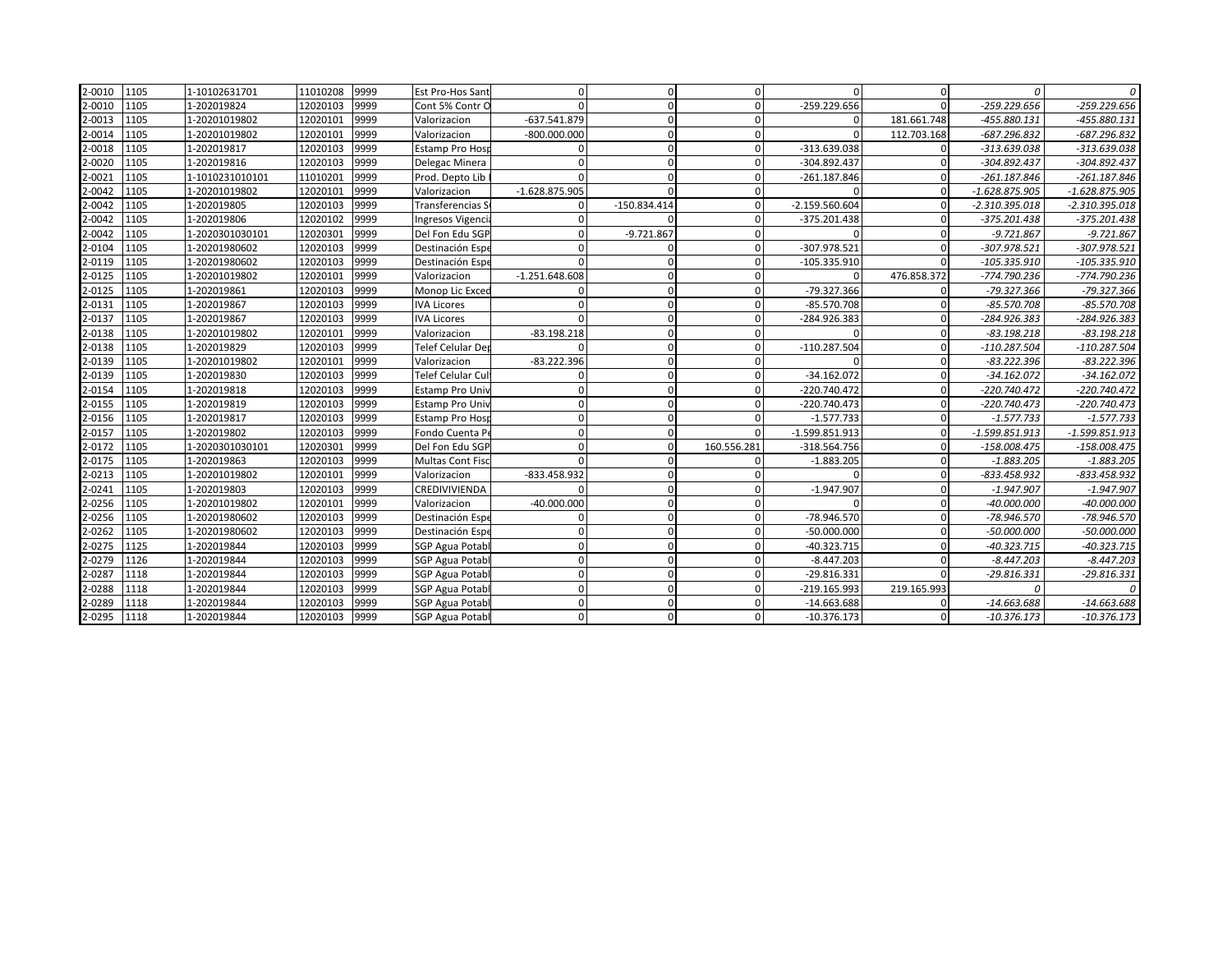| | | | | | | | | | | | | |
|---|---|---|---|---|---|---|---|---|---|---|---|---|
| 2-0010 | 1105 | 1-10102631701 | 11010208 | 9999 | Est Pro-Hos Sant | 0 | 0 | 0 | 0 | 0 | *0* | *0* |
| 2-0010 | 1105 | 1-202019824 | 12020103 | 9999 | Cont 5% Contr O | 0 | 0 | 0 | -259.229.656 | 0 | *-259.229.656* | *-259.229.656* |
| 2-0013 | 1105 | 1-20201019802 | 12020101 | 9999 | Valorizacion | -637.541.879 | 0 | 0 | 0 | 181.661.748 | *-455.880.131* | *-455.880.131* |
| 2-0014 | 1105 | 1-20201019802 | 12020101 | 9999 | Valorizacion | -800.000.000 | 0 | 0 | 0 | 112.703.168 | *-687.296.832* | *-687.296.832* |
| 2-0018 | 1105 | 1-202019817 | 12020103 | 9999 | Estamp Pro Hosp | 0 | 0 | 0 | -313.639.038 | 0 | *-313.639.038* | *-313.639.038* |
| 2-0020 | 1105 | 1-202019816 | 12020103 | 9999 | Delegac Minera | 0 | 0 | 0 | -304.892.437 | 0 | *-304.892.437* | *-304.892.437* |
| 2-0021 | 1105 | 1-1010231010101 | 11010201 | 9999 | Prod. Depto Lib | 0 | 0 | 0 | -261.187.846 | 0 | *-261.187.846* | *-261.187.846* |
| 2-0042 | 1105 | 1-20201019802 | 12020101 | 9999 | Valorizacion | -1.628.875.905 | 0 | 0 | 0 | 0 | *-1.628.875.905* | *-1.628.875.905* |
| 2-0042 | 1105 | 1-202019805 | 12020103 | 9999 | Transferencias S | 0 | -150.834.414 | 0 | -2.159.560.604 | 0 | *-2.310.395.018* | *-2.310.395.018* |
| 2-0042 | 1105 | 1-202019806 | 12020102 | 9999 | Ingresos Vigencia | 0 | 0 | 0 | -375.201.438 | 0 | *-375.201.438* | *-375.201.438* |
| 2-0042 | 1105 | 1-2020301030101 | 12020301 | 9999 | Del Fon Edu SGP | 0 | -9.721.867 | 0 | 0 | 0 | *-9.721.867* | *-9.721.867* |
| 2-0104 | 1105 | 1-20201980602 | 12020103 | 9999 | Destinación Espe | 0 | 0 | 0 | -307.978.521 | 0 | *-307.978.521* | *-307.978.521* |
| 2-0119 | 1105 | 1-20201980602 | 12020103 | 9999 | Destinación Espe | 0 | 0 | 0 | -105.335.910 | 0 | *-105.335.910* | *-105.335.910* |
| 2-0125 | 1105 | 1-20201019802 | 12020101 | 9999 | Valorizacion | -1.251.648.608 | 0 | 0 | 0 | 476.858.372 | *-774.790.236* | *-774.790.236* |
| 2-0125 | 1105 | 1-202019861 | 12020103 | 9999 | Monop Lic Exced | 0 | 0 | 0 | -79.327.366 | 0 | *-79.327.366* | *-79.327.366* |
| 2-0131 | 1105 | 1-202019867 | 12020103 | 9999 | IVA Licores | 0 | 0 | 0 | -85.570.708 | 0 | *-85.570.708* | *-85.570.708* |
| 2-0137 | 1105 | 1-202019867 | 12020103 | 9999 | IVA Licores | 0 | 0 | 0 | -284.926.383 | 0 | *-284.926.383* | *-284.926.383* |
| 2-0138 | 1105 | 1-20201019802 | 12020101 | 9999 | Valorizacion | -83.198.218 | 0 | 0 | 0 | 0 | *-83.198.218* | *-83.198.218* |
| 2-0138 | 1105 | 1-202019829 | 12020103 | 9999 | Telef Celular Dep | 0 | 0 | 0 | -110.287.504 | 0 | *-110.287.504* | *-110.287.504* |
| 2-0139 | 1105 | 1-20201019802 | 12020101 | 9999 | Valorizacion | -83.222.396 | 0 | 0 | 0 | 0 | *-83.222.396* | *-83.222.396* |
| 2-0139 | 1105 | 1-202019830 | 12020103 | 9999 | Telef Celular Cul | 0 | 0 | 0 | -34.162.072 | 0 | *-34.162.072* | *-34.162.072* |
| 2-0154 | 1105 | 1-202019818 | 12020103 | 9999 | Estamp Pro Univ | 0 | 0 | 0 | -220.740.472 | 0 | *-220.740.472* | *-220.740.472* |
| 2-0155 | 1105 | 1-202019819 | 12020103 | 9999 | Estamp Pro Univ | 0 | 0 | 0 | -220.740.473 | 0 | *-220.740.473* | *-220.740.473* |
| 2-0156 | 1105 | 1-202019817 | 12020103 | 9999 | Estamp Pro Hosp | 0 | 0 | 0 | -1.577.733 | 0 | *-1.577.733* | *-1.577.733* |
| 2-0157 | 1105 | 1-202019802 | 12020103 | 9999 | Fondo Cuenta Pe | 0 | 0 | 0 | -1.599.851.913 | 0 | *-1.599.851.913* | *-1.599.851.913* |
| 2-0172 | 1105 | 1-2020301030101 | 12020301 | 9999 | Del Fon Edu SGP | 0 | 0 | 160.556.281 | -318.564.756 | 0 | *-158.008.475* | *-158.008.475* |
| 2-0175 | 1105 | 1-202019863 | 12020103 | 9999 | Multas Cont Fisc | 0 | 0 | 0 | -1.883.205 | 0 | *-1.883.205* | *-1.883.205* |
| 2-0213 | 1105 | 1-20201019802 | 12020101 | 9999 | Valorizacion | -833.458.932 | 0 | 0 | 0 | 0 | *-833.458.932* | *-833.458.932* |
| 2-0241 | 1105 | 1-202019803 | 12020103 | 9999 | CREDIVIVIENDA | 0 | 0 | 0 | -1.947.907 | 0 | *-1.947.907* | *-1.947.907* |
| 2-0256 | 1105 | 1-20201019802 | 12020101 | 9999 | Valorizacion | -40.000.000 | 0 | 0 | 0 | 0 | *-40.000.000* | *-40.000.000* |
| 2-0256 | 1105 | 1-20201980602 | 12020103 | 9999 | Destinación Espe | 0 | 0 | 0 | -78.946.570 | 0 | *-78.946.570* | *-78.946.570* |
| 2-0262 | 1105 | 1-20201980602 | 12020103 | 9999 | Destinación Espe | 0 | 0 | 0 | -50.000.000 | 0 | *-50.000.000* | *-50.000.000* |
| 2-0275 | 1125 | 1-202019844 | 12020103 | 9999 | SGP Agua Potabl | 0 | 0 | 0 | -40.323.715 | 0 | *-40.323.715* | *-40.323.715* |
| 2-0279 | 1126 | 1-202019844 | 12020103 | 9999 | SGP Agua Potabl | 0 | 0 | 0 | -8.447.203 | 0 | *-8.447.203* | *-8.447.203* |
| 2-0287 | 1118 | 1-202019844 | 12020103 | 9999 | SGP Agua Potabl | 0 | 0 | 0 | -29.816.331 | 0 | *-29.816.331* | *-29.816.331* |
| 2-0288 | 1118 | 1-202019844 | 12020103 | 9999 | SGP Agua Potabl | 0 | 0 | 0 | -219.165.993 | 219.165.993 | *0* | *0* |
| 2-0289 | 1118 | 1-202019844 | 12020103 | 9999 | SGP Agua Potabl | 0 | 0 | 0 | -14.663.688 | 0 | *-14.663.688* | *-14.663.688* |
| 2-0295 | 1118 | 1-202019844 | 12020103 | 9999 | SGP Agua Potabl | 0 | 0 | 0 | -10.376.173 | 0 | *-10.376.173* | *-10.376.173* |